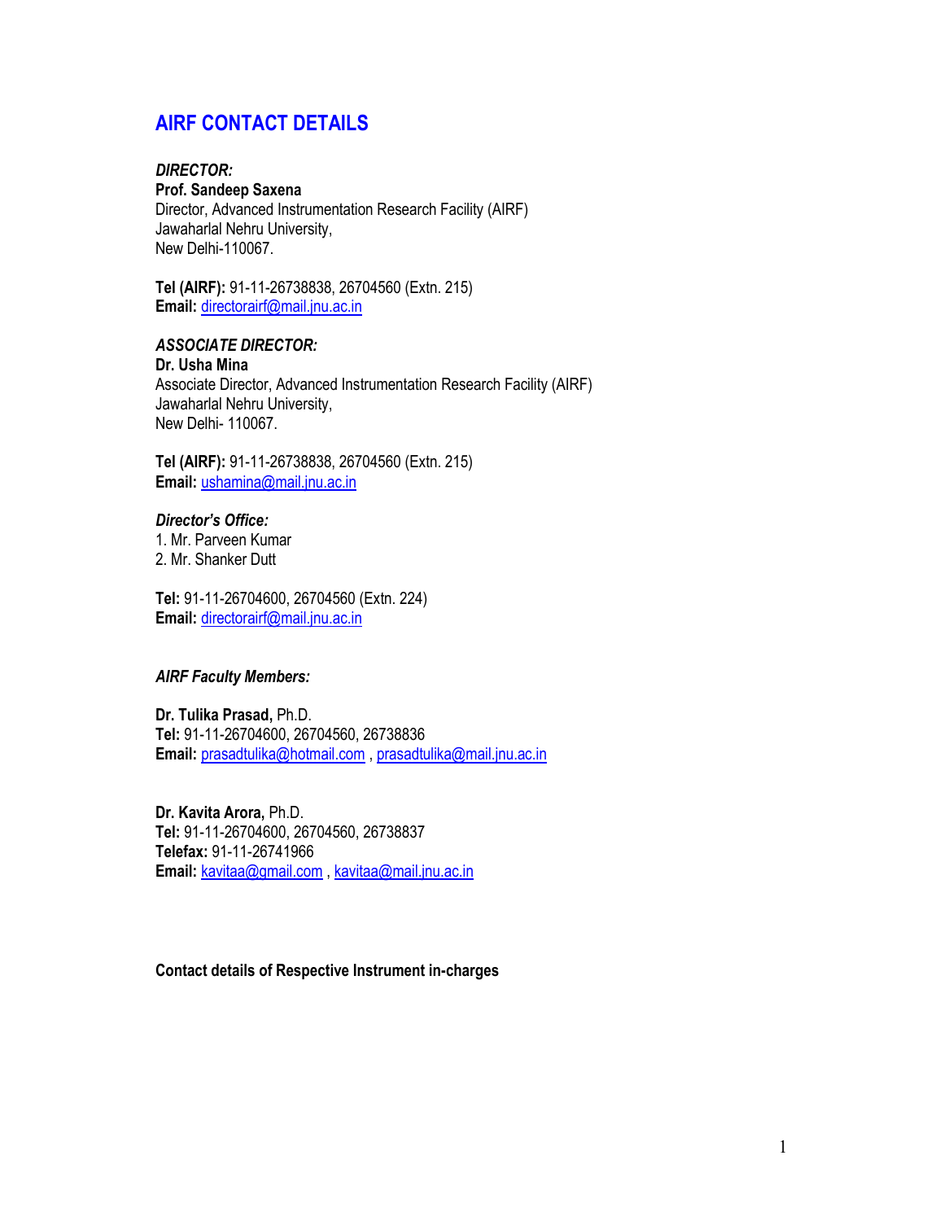# AIRF CONTACT DETAILS

***DIRECTOR:***

**Prof. Sandeep Saxena**
Director, Advanced Instrumentation Research Facility (AIRF)
Jawaharlal Nehru University,
New Delhi-110067.

**Tel (AIRF):** 91-11-26738838, 26704560 (Extn. 215)
**Email:** directorairf@mail.jnu.ac.in

***ASSOCIATE DIRECTOR:***

**Dr. Usha Mina**
Associate Director, Advanced Instrumentation Research Facility (AIRF)
Jawaharlal Nehru University,
New Delhi- 110067.

**Tel (AIRF):** 91-11-26738838, 26704560 (Extn. 215)
**Email:** ushamina@mail.jnu.ac.in

***Director's Office:***

1. Mr. Parveen Kumar
2. Mr. Shanker Dutt

**Tel:** 91-11-26704600, 26704560 (Extn. 224)
**Email:** directorairf@mail.jnu.ac.in

***AIRF Faculty Members:***

**Dr. Tulika Prasad,** Ph.D.
**Tel:** 91-11-26704600, 26704560, 26738836
**Email:** prasadtulika@hotmail.com , prasadtulika@mail.jnu.ac.in

**Dr. Kavita Arora,** Ph.D.
**Tel:** 91-11-26704600, 26704560, 26738837
**Telefax:** 91-11-26741966
**Email:** kavitaa@gmail.com , kavitaa@mail.jnu.ac.in

**Contact details of Respective Instrument in-charges**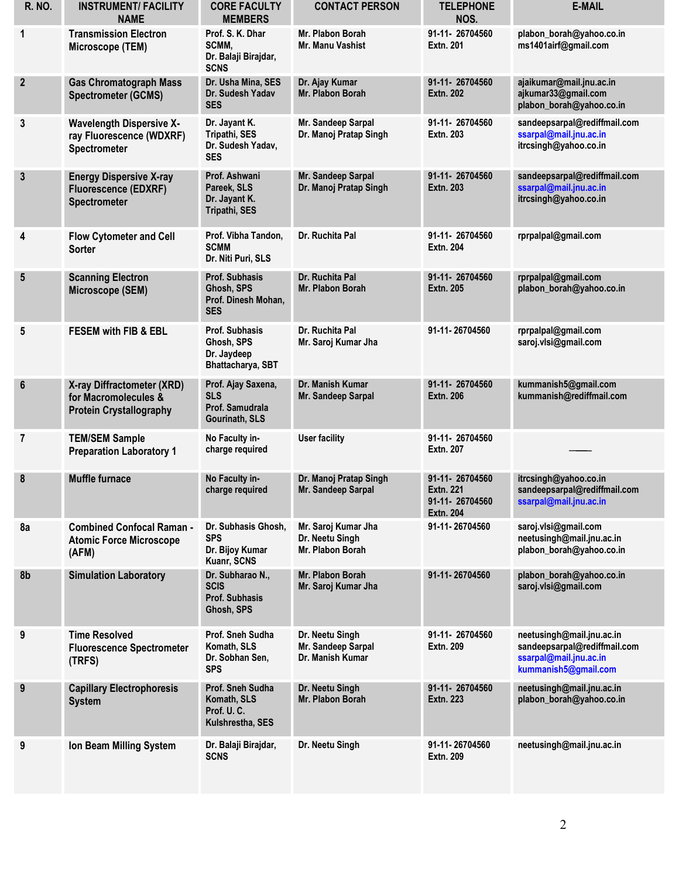| R. NO. | INSTRUMENT/ FACILITY NAME | CORE FACULTY MEMBERS | CONTACT PERSON | TELEPHONE NOS. | E-MAIL |
|---|---|---|---|---|---|
| 1 | Transmission Electron Microscope (TEM) | Prof. S. K. Dhar SCMM, Dr. Balaji Birajdar, SCNS | Mr. Plabon Borah Mr. Manu Vashist | 91-11- 26704560 Extn. 201 | plabon_borah@yahoo.co.in ms1401airf@gmail.com |
| 2 | Gas Chromatograph Mass Spectrometer (GCMS) | Dr. Usha Mina, SES Dr. Sudesh Yadav SES | Dr. Ajay Kumar Mr. Plabon Borah | 91-11- 26704560 Extn. 202 | ajaikumar@mail.jnu.ac.in ajkumar33@gmail.com plabon_borah@yahoo.co.in |
| 3 | Wavelength Dispersive X-ray Fluorescence (WDXRF) Spectrometer | Dr. Jayant K. Tripathi, SES Dr. Sudesh Yadav, SES | Mr. Sandeep Sarpal Dr. Manoj Pratap Singh | 91-11- 26704560 Extn. 203 | sandeepsarpal@rediffmail.com ssarpal@mail.jnu.ac.in itrcsingh@yahoo.co.in |
| 3 | Energy Dispersive X-ray Fluorescence (EDXRF) Spectrometer | Prof. Ashwani Pareek, SLS Dr. Jayant K. Tripathi, SES | Mr. Sandeep Sarpal Dr. Manoj Pratap Singh | 91-11- 26704560 Extn. 203 | sandeepsarpal@rediffmail.com ssarpal@mail.jnu.ac.in itrcsingh@yahoo.co.in |
| 4 | Flow Cytometer and Cell Sorter | Prof. Vibha Tandon, SCMM Dr. Niti Puri, SLS | Dr. Ruchita Pal | 91-11- 26704560 Extn. 204 | rprpalpal@gmail.com |
| 5 | Scanning Electron Microscope (SEM) | Prof. Subhasis Ghosh, SPS Prof. Dinesh Mohan, SES | Dr. Ruchita Pal Mr. Plabon Borah | 91-11- 26704560 Extn. 205 | rprpalpal@gmail.com plabon_borah@yahoo.co.in |
| 5 | FESEM with FIB & EBL | Prof. Subhasis Ghosh, SPS Dr. Jaydeep Bhattacharya, SBT | Dr. Ruchita Pal Mr. Saroj Kumar Jha | 91-11- 26704560 | rprpalpal@gmail.com saroj.vlsi@gmail.com |
| 6 | X-ray Diffractometer (XRD) for Macromolecules & Protein Crystallography | Prof. Ajay Saxena, SLS Prof. Samudrala Gourinath, SLS | Dr. Manish Kumar Mr. Sandeep Sarpal | 91-11- 26704560 Extn. 206 | kummanish5@gmail.com kummanish@rediffmail.com |
| 7 | TEM/SEM Sample Preparation Laboratory 1 | No Faculty in-charge required | User facility | 91-11- 26704560 Extn. 207 | —— |
| 8 | Muffle furnace | No Faculty in-charge required | Dr. Manoj Pratap Singh Mr. Sandeep Sarpal | 91-11- 26704560 Extn. 221 91-11- 26704560 Extn. 204 | itrcsingh@yahoo.co.in sandeepsarpal@rediffmail.com ssarpal@mail.jnu.ac.in |
| 8a | Combined Confocal Raman - Atomic Force Microscope (AFM) | Dr. Subhasis Ghosh, SPS Dr. Bijoy Kumar Kuanr, SCNS | Mr. Saroj Kumar Jha Dr. Neetu Singh Mr. Plabon Borah | 91-11- 26704560 | saroj.vlsi@gmail.com neetusingh@mail.jnu.ac.in plabon_borah@yahoo.co.in |
| 8b | Simulation Laboratory | Dr. Subharao N., SCIS Prof. Subhasis Ghosh, SPS | Mr. Plabon Borah Mr. Saroj Kumar Jha | 91-11- 26704560 | plabon_borah@yahoo.co.in saroj.vlsi@gmail.com |
| 9 | Time Resolved Fluorescence Spectrometer (TRFS) | Prof. Sneh Sudha Komath, SLS Dr. Sobhan Sen, SPS | Dr. Neetu Singh Mr. Sandeep Sarpal Dr. Manish Kumar | 91-11- 26704560 Extn. 209 | neetusingh@mail.jnu.ac.in sandeepsarpal@rediffmail.com ssarpal@mail.jnu.ac.in kummanish5@gmail.com |
| 9 | Capillary Electrophoresis System | Prof. Sneh Sudha Komath, SLS Prof. U. C. Kulshrestha, SES | Dr. Neetu Singh Mr. Plabon Borah | 91-11- 26704560 Extn. 223 | neetusingh@mail.jnu.ac.in plabon_borah@yahoo.co.in |
| 9 | Ion Beam Milling System | Dr. Balaji Birajdar, SCNS | Dr. Neetu Singh | 91-11- 26704560 Extn. 209 | neetusingh@mail.jnu.ac.in |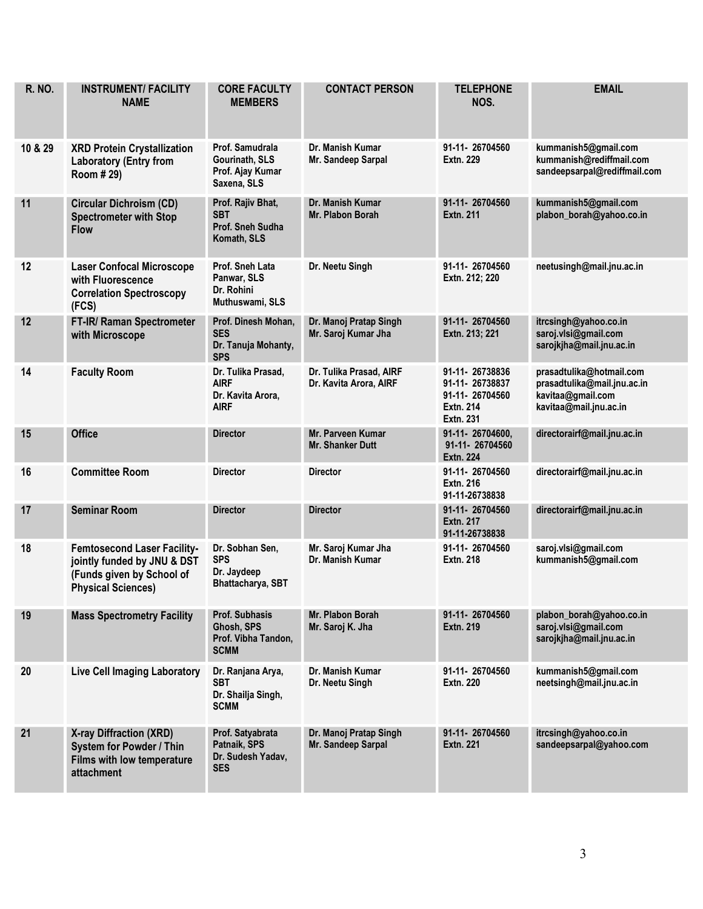| R. NO. | INSTRUMENT/ FACILITY NAME | CORE FACULTY MEMBERS | CONTACT PERSON | TELEPHONE NOS. | EMAIL |
|---|---|---|---|---|---|
| 10 & 29 | **XRD Protein Crystallization Laboratory (Entry from Room # 29)** | Prof. Samudrala Gourinath, SLS<br>Prof. Ajay Kumar Saxena, SLS | Dr. Manish Kumar<br>Mr. Sandeep Sarpal | 91-11- 26704560<br>Extn. 229 | kummanish5@gmail.com<br>kummanish@rediffmail.com<br>sandeepsarpal@rediffmail.com |
| 11 | **Circular Dichroism (CD) Spectrometer with Stop Flow** | Prof. Rajiv Bhat, SBT<br>Prof. Sneh Sudha Komath, SLS | Dr. Manish Kumar<br>Mr. Plabon Borah | 91-11- 26704560<br>Extn. 211 | kummanish5@gmail.com<br>plabon_borah@yahoo.co.in |
| 12 | **Laser Confocal Microscope with Fluorescence Correlation Spectroscopy (FCS)** | Prof. Sneh Lata Panwar, SLS<br>Dr. Rohini Muthuswami, SLS | Dr. Neetu Singh | 91-11- 26704560<br>Extn. 212; 220 | neetusingh@mail.jnu.ac.in |
| 12 | **FT-IR/ Raman Spectrometer with Microscope** | Prof. Dinesh Mohan, SES<br>Dr. Tanuja Mohanty, SPS | Dr. Manoj Pratap Singh<br>Mr. Saroj Kumar Jha | 91-11- 26704560<br>Extn. 213; 221 | itrcsingh@yahoo.co.in<br>saroj.vlsi@gmail.com<br>sarojkjha@mail.jnu.ac.in |
| 14 | **Faculty Room** | Dr. Tulika Prasad, AIRF<br>Dr. Kavita Arora, AIRF | Dr. Tulika Prasad, AIRF<br>Dr. Kavita Arora, AIRF | 91-11- 26738836<br>91-11- 26738837<br>91-11- 26704560<br>Extn. 214<br>Extn. 231 | prasadtulika@hotmail.com<br>prasadtulika@mail.jnu.ac.in<br>kavitaa@gmail.com<br>kavitaa@mail.jnu.ac.in |
| 15 | **Office** | Director | Mr. Parveen Kumar<br>Mr. Shanker Dutt | 91-11- 26704600,<br>91-11- 26704560<br>Extn. 224 | directorairf@mail.jnu.ac.in |
| 16 | **Committee Room** | Director | Director | 91-11- 26704560<br>Extn. 216<br>91-11-26738838 | directorairf@mail.jnu.ac.in |
| 17 | **Seminar Room** | Director | Director | 91-11- 26704560<br>Extn. 217<br>91-11-26738838 | directorairf@mail.jnu.ac.in |
| 18 | **Femtosecond Laser Facility- jointly funded by JNU & DST (Funds given by School of Physical Sciences)** | Dr. Sobhan Sen, SPS<br>Dr. Jaydeep Bhattacharya, SBT | Mr. Saroj Kumar Jha<br>Dr. Manish Kumar | 91-11- 26704560<br>Extn. 218 | saroj.vlsi@gmail.com<br>kummanish5@gmail.com |
| 19 | **Mass Spectrometry Facility** | Prof. Subhasis Ghosh, SPS<br>Prof. Vibha Tandon, SCMM | Mr. Plabon Borah<br>Mr. Saroj K. Jha | 91-11- 26704560<br>Extn. 219 | plabon_borah@yahoo.co.in<br>saroj.vlsi@gmail.com<br>sarojkjha@mail.jnu.ac.in |
| 20 | **Live Cell Imaging Laboratory** | Dr. Ranjana Arya, SBT<br>Dr. Shailja Singh, SCMM | Dr. Manish Kumar<br>Dr. Neetu Singh | 91-11- 26704560<br>Extn. 220 | kummanish5@gmail.com<br>neetsingh@mail.jnu.ac.in |
| 21 | **X-ray Diffraction (XRD) System for Powder / Thin Films with low temperature attachment** | Prof. Satyabrata Patnaik, SPS<br>Dr. Sudesh Yadav, SES | Dr. Manoj Pratap Singh<br>Mr. Sandeep Sarpal | 91-11- 26704560<br>Extn. 221 | itrcsingh@yahoo.co.in<br>sandeepsarpal@yahoo.com |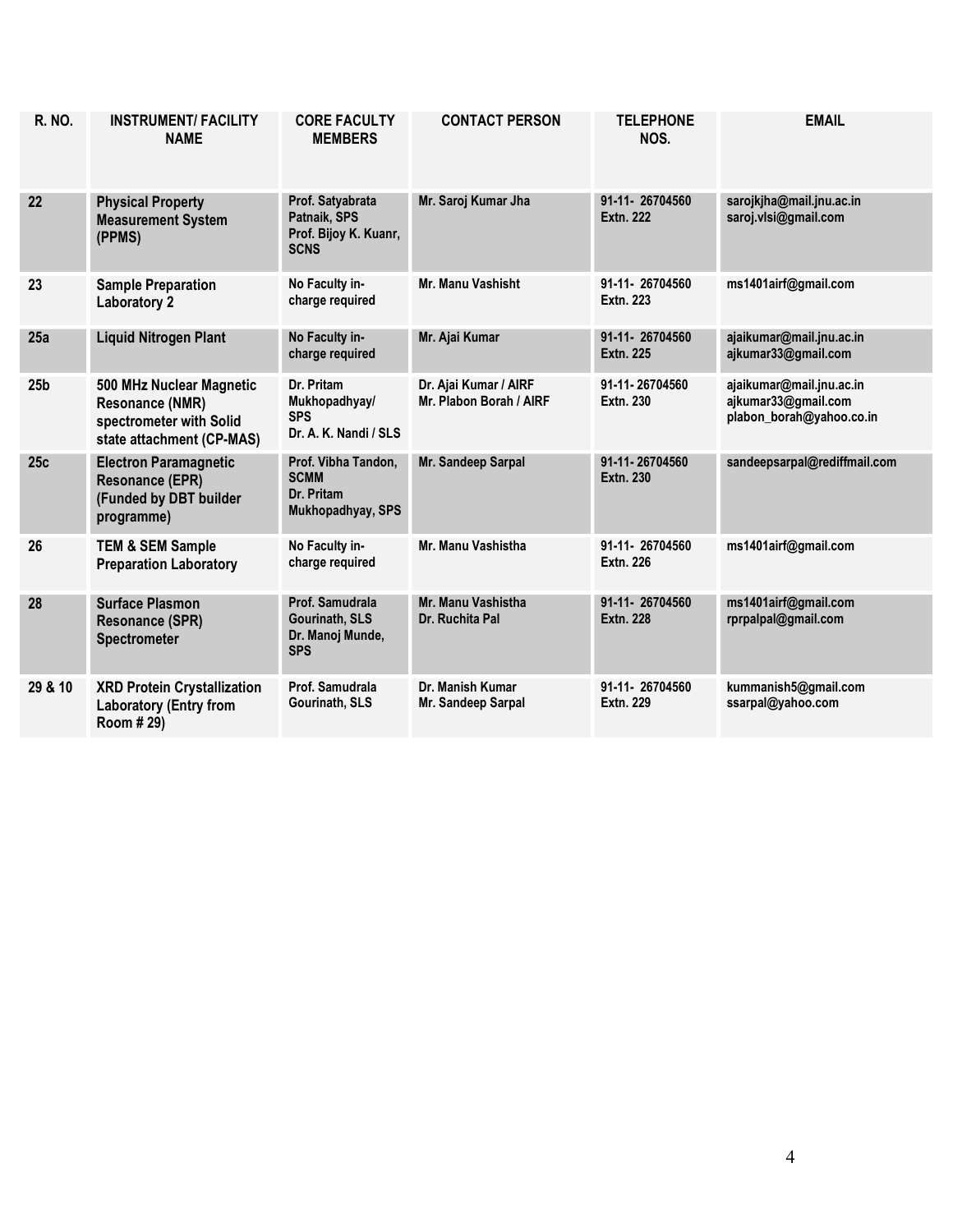| R. NO. | INSTRUMENT/ FACILITY NAME | CORE FACULTY MEMBERS | CONTACT PERSON | TELEPHONE NOS. | EMAIL |
|---|---|---|---|---|---|
| 22 | Physical Property Measurement System (PPMS) | Prof. Satyabrata Patnaik, SPS<br>Prof. Bijoy K. Kuanr, SCNS | Mr. Saroj Kumar Jha | 91-11- 26704560 Extn. 222 | sarojkjha@mail.jnu.ac.in<br>saroj.vlsi@gmail.com |
| 23 | Sample Preparation Laboratory 2 | No Faculty in-charge required | Mr. Manu Vashisht | 91-11- 26704560 Extn. 223 | ms1401airf@gmail.com |
| 25a | Liquid Nitrogen Plant | No Faculty in-charge required | Mr. Ajai Kumar | 91-11- 26704560 Extn. 225 | ajaikumar@mail.jnu.ac.in<br>ajkumar33@gmail.com |
| 25b | 500 MHz Nuclear Magnetic Resonance (NMR) spectrometer with Solid state attachment (CP-MAS) | Dr. Pritam Mukhopadhyay/ SPS<br>Dr. A. K. Nandi / SLS | Dr. Ajai Kumar / AIRF<br>Mr. Plabon Borah / AIRF | 91-11- 26704560 Extn. 230 | ajaikumar@mail.jnu.ac.in<br>ajkumar33@gmail.com<br>plabon_borah@yahoo.co.in |
| 25c | Electron Paramagnetic Resonance (EPR) (Funded by DBT builder programme) | Prof. Vibha Tandon, SCMM<br>Dr. Pritam Mukhopadhyay, SPS | Mr. Sandeep Sarpal | 91-11- 26704560 Extn. 230 | sandeepsarpal@rediffmail.com |
| 26 | TEM & SEM Sample Preparation Laboratory | No Faculty in-charge required | Mr. Manu Vashistha | 91-11- 26704560 Extn. 226 | ms1401airf@gmail.com |
| 28 | Surface Plasmon Resonance (SPR) Spectrometer | Prof. Samudrala Gourinath, SLS<br>Dr. Manoj Munde, SPS | Mr. Manu Vashistha<br>Dr. Ruchita Pal | 91-11- 26704560 Extn. 228 | ms1401airf@gmail.com<br>rprpalpal@gmail.com |
| 29 & 10 | XRD Protein Crystallization Laboratory (Entry from Room # 29) | Prof. Samudrala Gourinath, SLS | Dr. Manish Kumar<br>Mr. Sandeep Sarpal | 91-11- 26704560 Extn. 229 | kummanish5@gmail.com<br>ssarpal@yahoo.com |